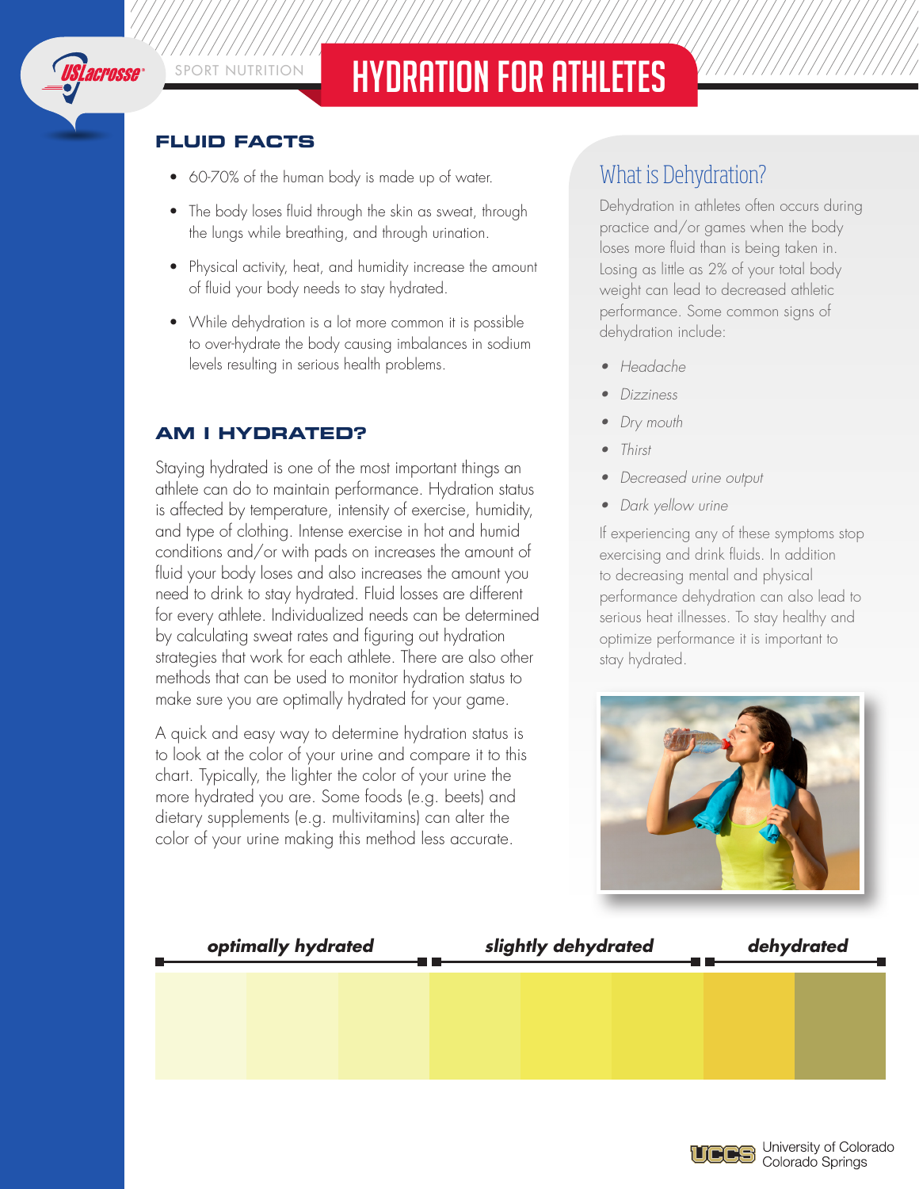SPORT NUTRITION

# HYDRATION FOR ATHLETES

## FLUID FACTS

- 60-70% of the human body is made up of water.
- The body loses fluid through the skin as sweat, through the lungs while breathing, and through urination.
- Physical activity, heat, and humidity increase the amount of fluid your body needs to stay hydrated.
- While dehydration is a lot more common it is possible to over-hydrate the body causing imbalances in sodium levels resulting in serious health problems.

## AM I HYDRATED?

Staying hydrated is one of the most important things an athlete can do to maintain performance. Hydration status is affected by temperature, intensity of exercise, humidity, and type of clothing. Intense exercise in hot and humid conditions and/or with pads on increases the amount of fluid your body loses and also increases the amount you need to drink to stay hydrated. Fluid losses are different for every athlete. Individualized needs can be determined by calculating sweat rates and figuring out hydration strategies that work for each athlete. There are also other methods that can be used to monitor hydration status to make sure you are optimally hydrated for your game.

A quick and easy way to determine hydration status is to look at the color of your urine and compare it to this chart. Typically, the lighter the color of your urine the more hydrated you are. Some foods (e.g. beets) and dietary supplements (e.g. multivitamins) can alter the color of your urine making this method less accurate.

## What is Dehydration?

Dehydration in athletes often occurs during practice and/or games when the body loses more fluid than is being taken in. Losing as little as 2% of your total body weight can lead to decreased athletic performance. Some common signs of dehydration include:

- *Headache*
- *Dizziness*
- *Dry mouth*
- *Thirst*
- *Decreased urine output*
- *Dark yellow urine*

If experiencing any of these symptoms stop exercising and drink fluids. In addition to decreasing mental and physical performance dehydration can also lead to serious heat illnesses. To stay healthy and optimize performance it is important to stay hydrated.

| ***optimally hydrated*** | ***slightly dehydrated*** | ***dehydrated*** |
|---|---|---|

University of Colorado Colorado Springs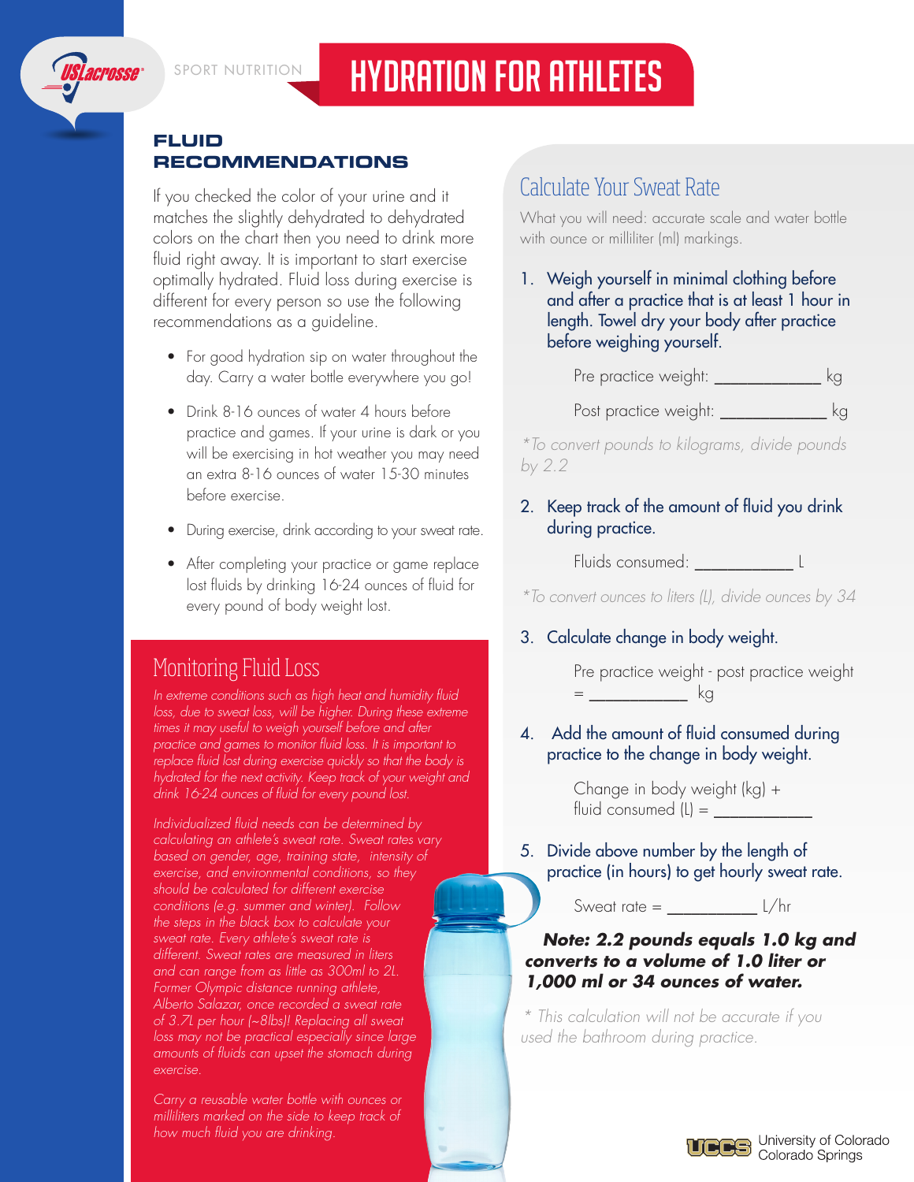SPORT NUTRITION

# HYDRATION FOR ATHLETES

## FLUID RECOMMENDATIONS

If you checked the color of your urine and it matches the slightly dehydrated to dehydrated colors on the chart then you need to drink more fluid right away. It is important to start exercise optimally hydrated. Fluid loss during exercise is different for every person so use the following recommendations as a guideline.

- For good hydration sip on water throughout the day. Carry a water bottle everywhere you go!
- Drink 8-16 ounces of water 4 hours before practice and games. If your urine is dark or you will be exercising in hot weather you may need an extra 8-16 ounces of water 15-30 minutes before exercise.
- During exercise, drink according to your sweat rate.
- After completing your practice or game replace lost fluids by drinking 16-24 ounces of fluid for every pound of body weight lost.

## Monitoring Fluid Loss

*In extreme conditions such as high heat and humidity fluid loss, due to sweat loss, will be higher. During these extreme times it may useful to weigh yourself before and after practice and games to monitor fluid loss. It is important to replace fluid lost during exercise quickly so that the body is hydrated for the next activity. Keep track of your weight and drink 16-24 ounces of fluid for every pound lost.*

*Individualized fluid needs can be determined by calculating an athlete's sweat rate. Sweat rates vary based on gender, age, training state, intensity of exercise, and environmental conditions, so they should be calculated for different exercise conditions (e.g. summer and winter). Follow the steps in the black box to calculate your sweat rate. Every athlete's sweat rate is different. Sweat rates are measured in liters and can range from as little as 300ml to 2L. Former Olympic distance running athlete, Alberto Salazar, once recorded a sweat rate of 3.7L per hour (~8lbs)! Replacing all sweat loss may not be practical especially since large amounts of fluids can upset the stomach during exercise.*

*Carry a reusable water bottle with ounces or milliliters marked on the side to keep track of how much fluid you are drinking.*

## Calculate Your Sweat Rate

What you will need: accurate scale and water bottle with ounce or milliliter (ml) markings.

1. Weigh yourself in minimal clothing before and after a practice that is at least 1 hour in length. Towel dry your body after practice before weighing yourself.

   Pre practice weight: ___________ kg

   Post practice weight: ___________ kg

*\*To convert pounds to kilograms, divide pounds by 2.2*

2. Keep track of the amount of fluid you drink during practice.

   Fluids consumed: ___________ L

*\*To convert ounces to liters (L), divide ounces by 34*

3. Calculate change in body weight.

   Pre practice weight - post practice weight = ___________ kg

4. Add the amount of fluid consumed during practice to the change in body weight.

   Change in body weight (kg) + fluid consumed (L) = ___________

5. Divide above number by the length of practice (in hours) to get hourly sweat rate.

   Sweat rate = _________ L/hr

***Note: 2.2 pounds equals 1.0 kg and converts to a volume of 1.0 liter or 1,000 ml or 34 ounces of water.***

*\* This calculation will not be accurate if you used the bathroom during practice.*

University of Colorado Colorado Springs